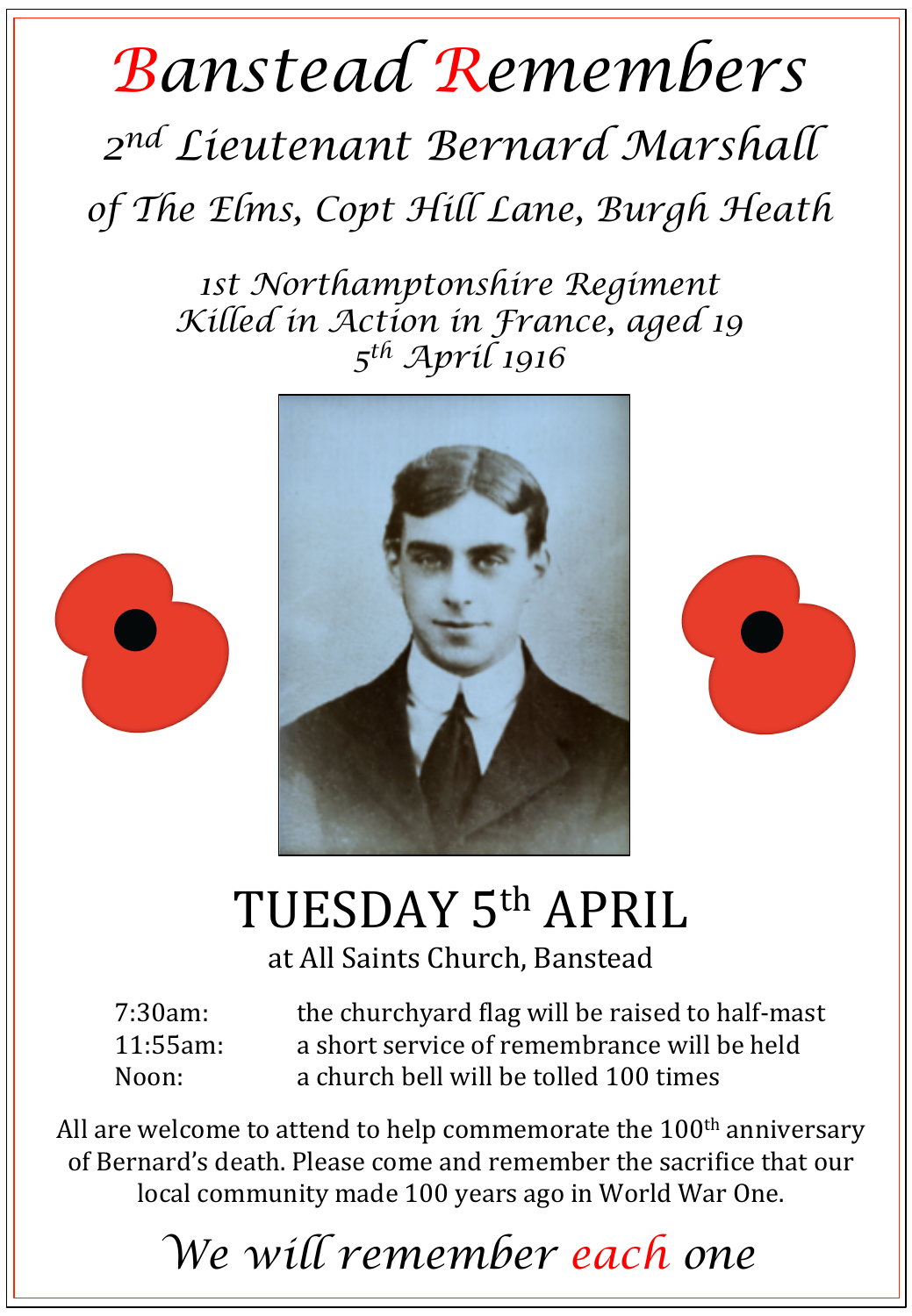# Banstead Remembers

## 2nd Lieutenant Bernard Marshall

### of The Elms, Copt Hill Lane, Burgh Heath

*1st Northamptonshire Regiment*
*Killed in Action in France, aged 19*
*5th April 1916*

## TUESDAY 5th APRIL

at All Saints Church, Banstead

| | |
|---|---|
| 7:30am: | the churchyard flag will be raised to half-mast |
| 11:55am: | a short service of remembrance will be held |
| Noon: | a church bell will be tolled 100 times |

All are welcome to attend to help commemorate the 100th anniversary of Bernard's death. Please come and remember the sacrifice that our local community made 100 years ago in World War One.

*We will remember each one*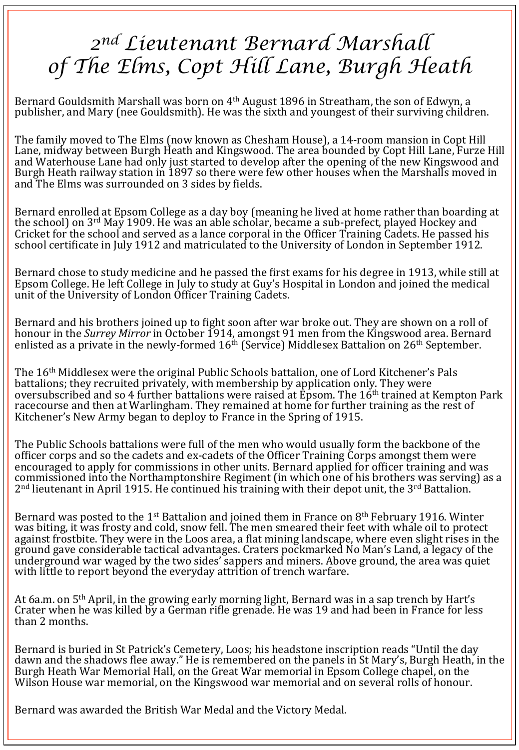# 2nd Lieutenant Bernard Marshall of The Elms, Copt Hill Lane, Burgh Heath

Bernard Gouldsmith Marshall was born on 4th August 1896 in Streatham, the son of Edwyn, a publisher, and Mary (nee Gouldsmith). He was the sixth and youngest of their surviving children.

The family moved to The Elms (now known as Chesham House), a 14-room mansion in Copt Hill Lane, midway between Burgh Heath and Kingswood. The area bounded by Copt Hill Lane, Furze Hill and Waterhouse Lane had only just started to develop after the opening of the new Kingswood and Burgh Heath railway station in 1897 so there were few other houses when the Marshalls moved in and The Elms was surrounded on 3 sides by fields.

Bernard enrolled at Epsom College as a day boy (meaning he lived at home rather than boarding at the school) on 3rd May 1909. He was an able scholar, became a sub-prefect, played Hockey and Cricket for the school and served as a lance corporal in the Officer Training Cadets. He passed his school certificate in July 1912 and matriculated to the University of London in September 1912.

Bernard chose to study medicine and he passed the first exams for his degree in 1913, while still at Epsom College. He left College in July to study at Guy's Hospital in London and joined the medical unit of the University of London Officer Training Cadets.

Bernard and his brothers joined up to fight soon after war broke out. They are shown on a roll of honour in the *Surrey Mirror* in October 1914, amongst 91 men from the Kingswood area. Bernard enlisted as a private in the newly-formed 16th (Service) Middlesex Battalion on 26th September.

The 16th Middlesex were the original Public Schools battalion, one of Lord Kitchener's Pals battalions; they recruited privately, with membership by application only. They were oversubscribed and so 4 further battalions were raised at Epsom. The 16th trained at Kempton Park racecourse and then at Warlingham. They remained at home for further training as the rest of Kitchener's New Army began to deploy to France in the Spring of 1915.

The Public Schools battalions were full of the men who would usually form the backbone of the officer corps and so the cadets and ex-cadets of the Officer Training Corps amongst them were encouraged to apply for commissions in other units. Bernard applied for officer training and was commissioned into the Northamptonshire Regiment (in which one of his brothers was serving) as a 2nd lieutenant in April 1915. He continued his training with their depot unit, the 3rd Battalion.

Bernard was posted to the 1st Battalion and joined them in France on 8th February 1916. Winter was biting, it was frosty and cold, snow fell. The men smeared their feet with whale oil to protect against frostbite. They were in the Loos area, a flat mining landscape, where even slight rises in the ground gave considerable tactical advantages. Craters pockmarked No Man's Land, a legacy of the underground war waged by the two sides' sappers and miners. Above ground, the area was quiet with little to report beyond the everyday attrition of trench warfare.

At 6a.m. on 5th April, in the growing early morning light, Bernard was in a sap trench by Hart's Crater when he was killed by a German rifle grenade. He was 19 and had been in France for less than 2 months.

Bernard is buried in St Patrick's Cemetery, Loos; his headstone inscription reads "Until the day dawn and the shadows flee away." He is remembered on the panels in St Mary's, Burgh Heath, in the Burgh Heath War Memorial Hall, on the Great War memorial in Epsom College chapel, on the Wilson House war memorial, on the Kingswood war memorial and on several rolls of honour.

Bernard was awarded the British War Medal and the Victory Medal.